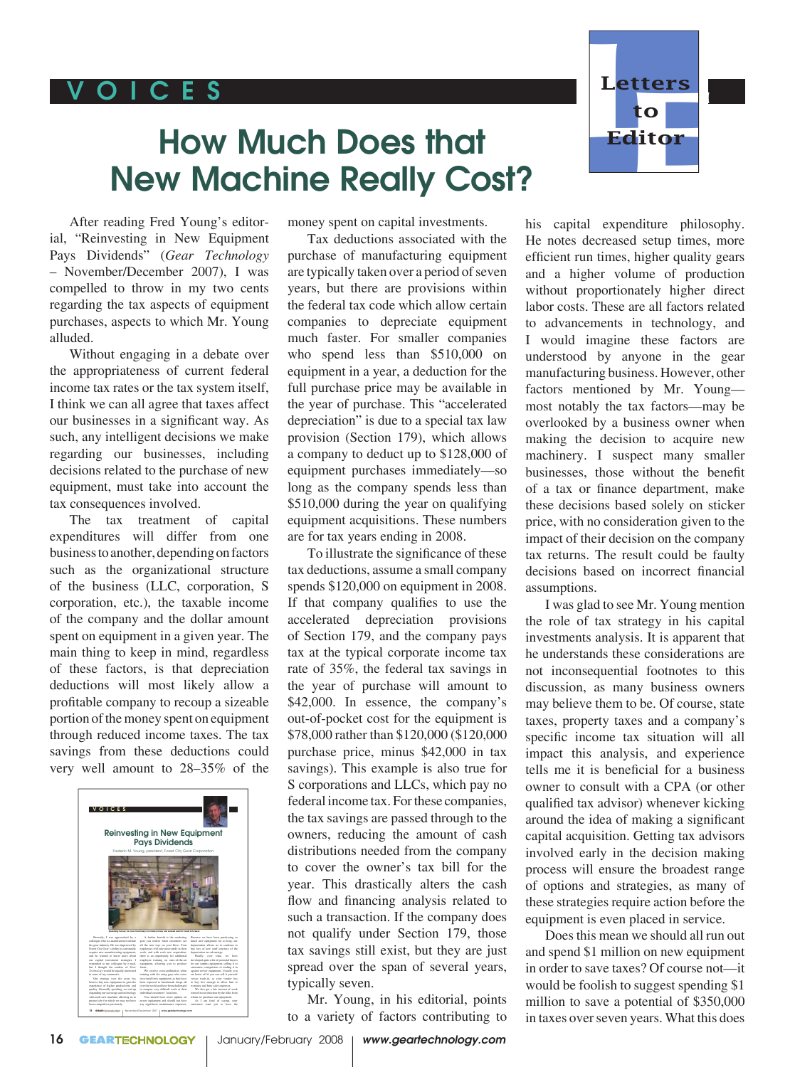# VOICES

Letters to Editor

# How Much Does that New Machine Really Cost?

After reading Fred Young's editorial, "Reinvesting in New Equipment Pays Dividends" (*Gear Technology* – November/December 2007), I was compelled to throw in my two cents regarding the tax aspects of equipment purchases, aspects to which Mr. Young alluded.

Without engaging in a debate over the appropriateness of current federal income tax rates or the tax system itself, I think we can all agree that taxes affect our businesses in a significant way. As such, any intelligent decisions we make regarding our businesses, including decisions related to the purchase of new equipment, must take into account the tax consequences involved.

The tax treatment of capital expenditures will differ from one business to another, depending on factors such as the organizational structure of the business (LLC, corporation, S corporation, etc.), the taxable income of the company and the dollar amount spent on equipment in a given year. The main thing to keep in mind, regardless of these factors, is that depreciation deductions will most likely allow a profitable company to recoup a sizeable portion of the money spent on equipment through reduced income taxes. The tax savings from these deductions could very well amount to 28–35% of the money spent on capital investments.

Tax deductions associated with the purchase of manufacturing equipment are typically taken over a period of seven years, but there are provisions within the federal tax code which allow certain companies to depreciate equipment much faster. For smaller companies who spend less than $510,000 on equipment in a year, a deduction for the full purchase price may be available in the year of purchase. This "accelerated depreciation" is due to a special tax law provision (Section 179), which allows a company to deduct up to $128,000 of equipment purchases immediately—so long as the company spends less than $510,000 during the year on qualifying equipment acquisitions. These numbers are for tax years ending in 2008.

To illustrate the significance of these tax deductions, assume a small company spends $120,000 on equipment in 2008. If that company qualifies to use the accelerated depreciation provisions of Section 179, and the company pays tax at the typical corporate income tax rate of 35%, the federal tax savings in the year of purchase will amount to $42,000. In essence, the company's out-of-pocket cost for the equipment is $78,000 rather than $120,000 ($120,000 purchase price, minus $42,000 in tax savings). This example is also true for S corporations and LLCs, which pay no federal income tax. For these companies, the tax savings are passed through to the owners, reducing the amount of cash distributions needed from the company to cover the owner's tax bill for the year. This drastically alters the cash flow and financing analysis related to such a transaction. If the company does not qualify under Section 179, those tax savings still exist, but they are just spread over the span of several years, typically seven.

Mr. Young, in his editorial, points to a variety of factors contributing to his capital expenditure philosophy. He notes decreased setup times, more efficient run times, higher quality gears and a higher volume of production without proportionately higher direct labor costs. These are all factors related to advancements in technology, and I would imagine these factors are understood by anyone in the gear manufacturing business. However, other factors mentioned by Mr. Young—most notably the tax factors—may be overlooked by a business owner when making the decision to acquire new machinery. I suspect many smaller businesses, those without the benefit of a tax or finance department, make these decisions based solely on sticker price, with no consideration given to the impact of their decision on the company tax returns. The result could be faulty decisions based on incorrect financial assumptions.

I was glad to see Mr. Young mention the role of tax strategy in his capital investments analysis. It is apparent that he understands these considerations are not inconsequential footnotes to this discussion, as many business owners may believe them to be. Of course, state taxes, property taxes and a company's specific income tax situation will all impact this analysis, and experience tells me it is beneficial for a business owner to consult with a CPA (or other qualified tax advisor) whenever kicking around the idea of making a significant capital acquisition. Getting tax advisors involved early in the decision making process will ensure the broadest range of options and strategies, as many of these strategies require action before the equipment is even placed in service.

Does this mean we should all run out and spend $1 million on new equipment in order to save taxes? Of course not—it would be foolish to suggest spending $1 million to save a potential of $350,000 in taxes over seven years. What this does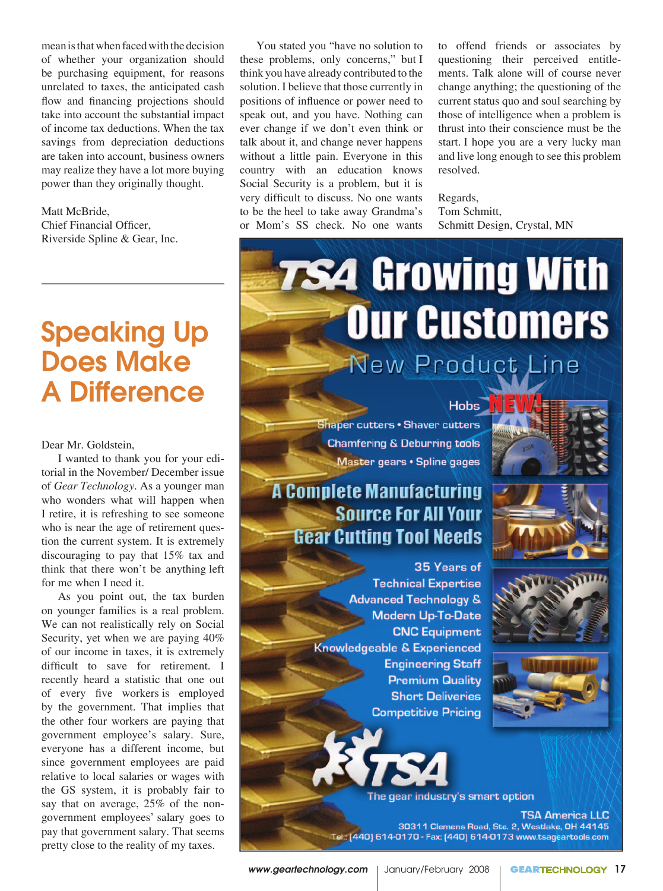mean is that when faced with the decision of whether your organization should be purchasing equipment, for reasons unrelated to taxes, the anticipated cash flow and financing projections should take into account the substantial impact of income tax deductions. When the tax savings from depreciation deductions are taken into account, business owners may realize they have a lot more buying power than they originally thought.

Matt McBride,
Chief Financial Officer,
Riverside Spline & Gear, Inc.

# Speaking Up Does Make A Difference

Dear Mr. Goldstein,

I wanted to thank you for your editorial in the November/ December issue of *Gear Technology*. As a younger man who wonders what will happen when I retire, it is refreshing to see someone who is near the age of retirement question the current system. It is extremely discouraging to pay that 15% tax and think that there won't be anything left for me when I need it.

As you point out, the tax burden on younger families is a real problem. We can not realistically rely on Social Security, yet when we are paying 40% of our income in taxes, it is extremely difficult to save for retirement. I recently heard a statistic that one out of every five workers is employed by the government. That implies that the other four workers are paying that government employee's salary. Sure, everyone has a different income, but since government employees are paid relative to local salaries or wages with the GS system, it is probably fair to say that on average, 25% of the non-government employees' salary goes to pay that government salary. That seems pretty close to the reality of my taxes.

You stated you "have no solution to these problems, only concerns," but I think you have already contributed to the solution. I believe that those currently in positions of influence or power need to speak out, and you have. Nothing can ever change if we don't even think or talk about it, and change never happens without a little pain. Everyone in this country with an education knows Social Security is a problem, but it is very difficult to discuss. No one wants to be the heel to take away Grandma's or Mom's SS check. No one wants to offend friends or associates by questioning their perceived entitlements. Talk alone will of course never change anything; the questioning of the current status quo and soul searching by those of intelligence when a problem is thrust into their conscience must be the start. I hope you are a very lucky man and live long enough to see this problem resolved.

Regards,
Tom Schmitt,
Schmitt Design, Crystal, MN

TSA Growing With Our Customers

New Product Line

Hobs NEW!
Shaper cutters • Shaver cutters
Chamfering & Deburring tools
Master gears • Spline gages

A Complete Manufacturing Source For All Your Gear Cutting Tool Needs

35 Years of Technical Expertise
Advanced Technology & Modern Up-To-Date CNC Equipment
Knowledgeable & Experienced Engineering Staff
Premium Quality
Short Deliveries
Competitive Pricing

TSA
The gear industry's smart option

TSA America LLC
30311 Clemens Road, Ste. 2, Westlake, OH 44145
Tel.: (440) 614-0170 - Fax: (440) 614-0173 www.tsageartools.com